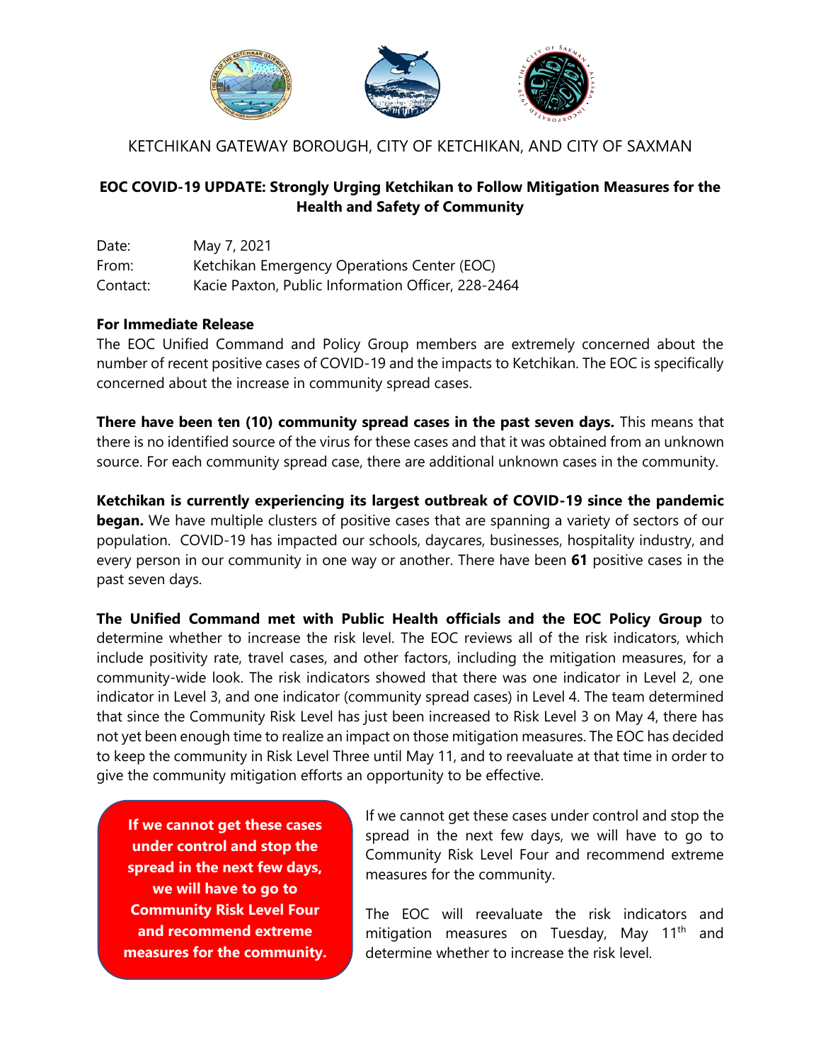KETCHIKAN GATEWAY BOROUGH, CITY OF KETCHIKAN, AND CITY OF SAXMAN

**EOC COVID-19 UPDATE: Strongly Urging Ketchikan to Follow Mitigation Measures for the Health and Safety of Community**

Date: May 7, 2021
From: Ketchikan Emergency Operations Center (EOC)
Contact: Kacie Paxton, Public Information Officer, 228-2464

**For Immediate Release**
The EOC Unified Command and Policy Group members are extremely concerned about the number of recent positive cases of COVID-19 and the impacts to Ketchikan. The EOC is specifically concerned about the increase in community spread cases.

**There have been ten (10) community spread cases in the past seven days.** This means that there is no identified source of the virus for these cases and that it was obtained from an unknown source. For each community spread case, there are additional unknown cases in the community.

**Ketchikan is currently experiencing its largest outbreak of COVID-19 since the pandemic began.** We have multiple clusters of positive cases that are spanning a variety of sectors of our population. COVID-19 has impacted our schools, daycares, businesses, hospitality industry, and every person in our community in one way or another. There have been **61** positive cases in the past seven days.

**The Unified Command met with Public Health officials and the EOC Policy Group** to determine whether to increase the risk level. The EOC reviews all of the risk indicators, which include positivity rate, travel cases, and other factors, including the mitigation measures, for a community-wide look. The risk indicators showed that there was one indicator in Level 2, one indicator in Level 3, and one indicator (community spread cases) in Level 4. The team determined that since the Community Risk Level has just been increased to Risk Level 3 on May 4, there has not yet been enough time to realize an impact on those mitigation measures. The EOC has decided to keep the community in Risk Level Three until May 11, and to reevaluate at that time in order to give the community mitigation efforts an opportunity to be effective.

**If we cannot get these cases under control and stop the spread in the next few days, we will have to go to Community Risk Level Four and recommend extreme measures for the community.**

If we cannot get these cases under control and stop the spread in the next few days, we will have to go to Community Risk Level Four and recommend extreme measures for the community.

The EOC will reevaluate the risk indicators and mitigation measures on Tuesday, May 11th and determine whether to increase the risk level.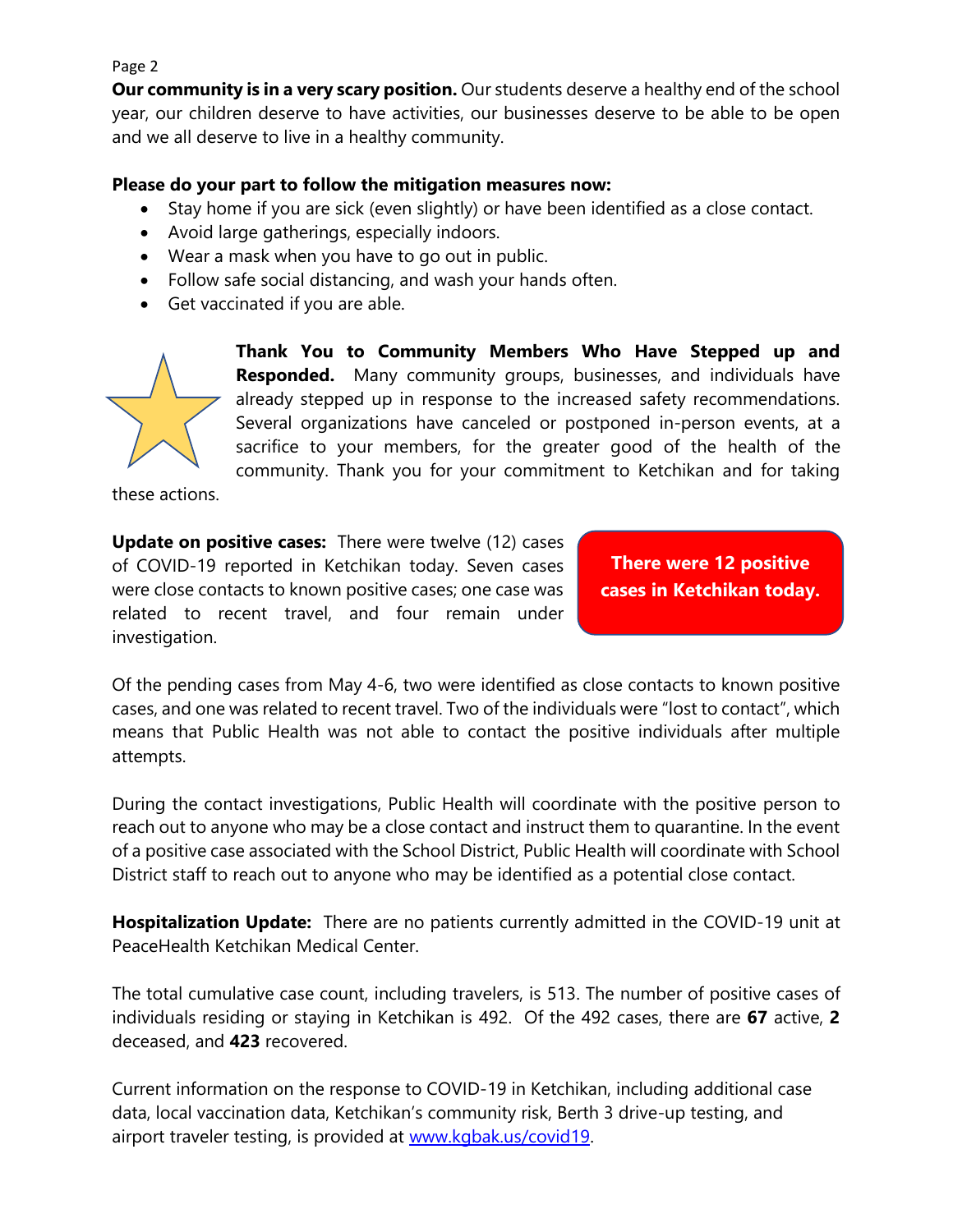**Our community is in a very scary position.** Our students deserve a healthy end of the school year, our children deserve to have activities, our businesses deserve to be able to be open and we all deserve to live in a healthy community.

**Please do your part to follow the mitigation measures now:**

- Stay home if you are sick (even slightly) or have been identified as a close contact.
- Avoid large gatherings, especially indoors.
- Wear a mask when you have to go out in public.
- Follow safe social distancing, and wash your hands often.
- Get vaccinated if you are able.

**Thank You to Community Members Who Have Stepped up and Responded.** Many community groups, businesses, and individuals have already stepped up in response to the increased safety recommendations. Several organizations have canceled or postponed in-person events, at a sacrifice to your members, for the greater good of the health of the community. Thank you for your commitment to Ketchikan and for taking these actions.

**Update on positive cases:** There were twelve (12) cases of COVID-19 reported in Ketchikan today. Seven cases were close contacts to known positive cases; one case was related to recent travel, and four remain under investigation.

**There were 12 positive cases in Ketchikan today.**

Of the pending cases from May 4-6, two were identified as close contacts to known positive cases, and one was related to recent travel. Two of the individuals were "lost to contact", which means that Public Health was not able to contact the positive individuals after multiple attempts.

During the contact investigations, Public Health will coordinate with the positive person to reach out to anyone who may be a close contact and instruct them to quarantine. In the event of a positive case associated with the School District, Public Health will coordinate with School District staff to reach out to anyone who may be identified as a potential close contact.

**Hospitalization Update:** There are no patients currently admitted in the COVID-19 unit at PeaceHealth Ketchikan Medical Center.

The total cumulative case count, including travelers, is 513. The number of positive cases of individuals residing or staying in Ketchikan is 492. Of the 492 cases, there are **67** active, **2** deceased, and **423** recovered.

Current information on the response to COVID-19 in Ketchikan, including additional case data, local vaccination data, Ketchikan's community risk, Berth 3 drive-up testing, and airport traveler testing, is provided at [www.kgbak.us/covid19](www.kgbak.us/covid19).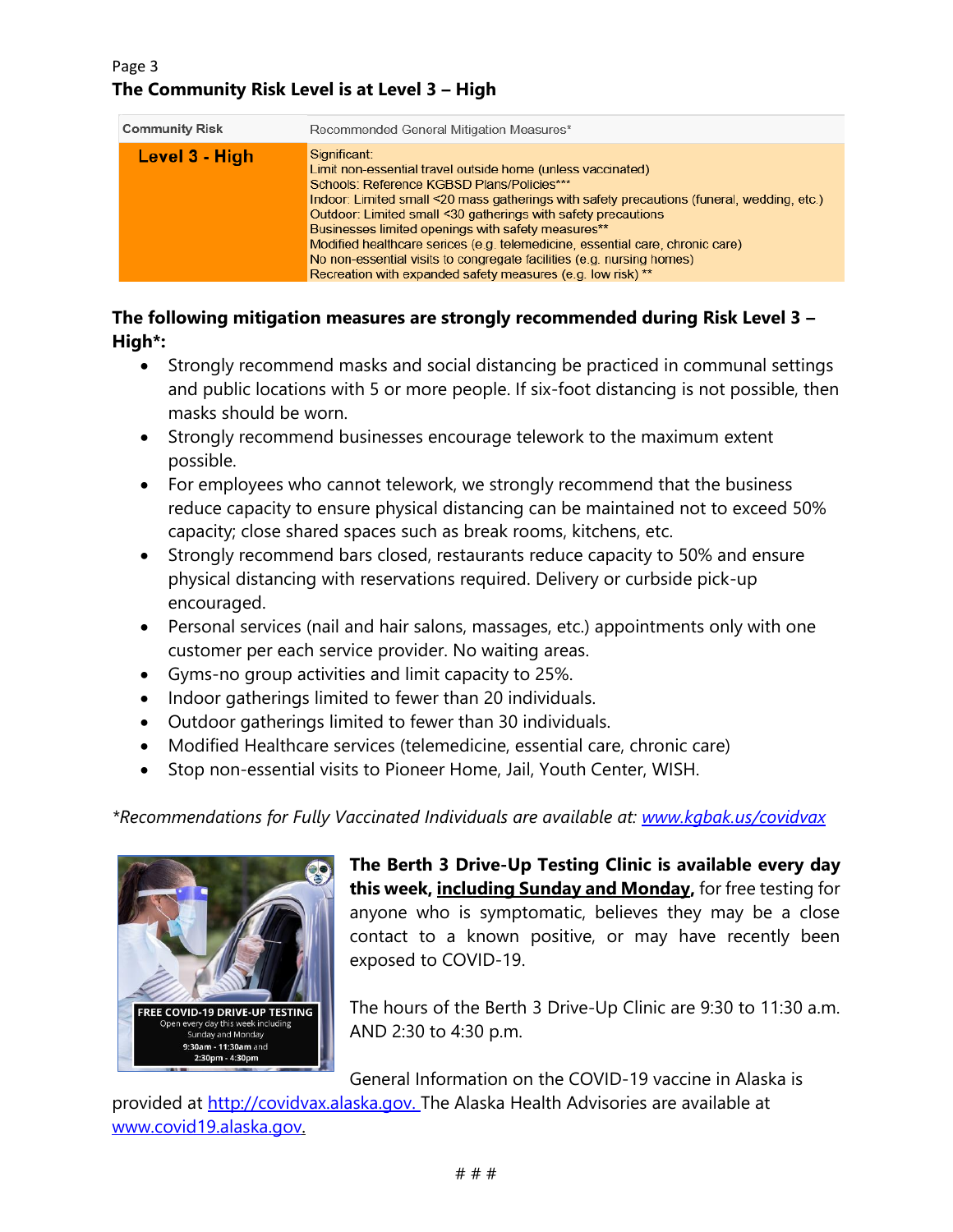## The Community Risk Level is at Level 3 – High

| Community Risk | Recommended General Mitigation Measures* |
|---|---|
| **Level 3 - High** | Significant:<br>Limit non-essential travel outside home (unless vaccinated)<br>Schools: Reference KGBSD Plans/Policies***<br>Indoor: Limited small <20 mass gatherings with safety precautions (funeral, wedding, etc.)<br>Outdoor: Limited small <30 gatherings with safety precautions<br>Businesses limited openings with safety measures**<br>Modified healthcare serices (e.g. telemedicine, essential care, chronic care)<br>No non-essential visits to congregate facilities (e.g. nursing homes)<br>Recreation with expanded safety measures (e.g. low risk) ** |

**The following mitigation measures are strongly recommended during Risk Level 3 – High*:**

- Strongly recommend masks and social distancing be practiced in communal settings and public locations with 5 or more people. If six-foot distancing is not possible, then masks should be worn.
- Strongly recommend businesses encourage telework to the maximum extent possible.
- For employees who cannot telework, we strongly recommend that the business reduce capacity to ensure physical distancing can be maintained not to exceed 50% capacity; close shared spaces such as break rooms, kitchens, etc.
- Strongly recommend bars closed, restaurants reduce capacity to 50% and ensure physical distancing with reservations required. Delivery or curbside pick-up encouraged.
- Personal services (nail and hair salons, massages, etc.) appointments only with one customer per each service provider. No waiting areas.
- Gyms-no group activities and limit capacity to 25%.
- Indoor gatherings limited to fewer than 20 individuals.
- Outdoor gatherings limited to fewer than 30 individuals.
- Modified Healthcare services (telemedicine, essential care, chronic care)
- Stop non-essential visits to Pioneer Home, Jail, Youth Center, WISH.

*\*Recommendations for Fully Vaccinated Individuals are available at: www.kgbak.us/covidvax*

FREE COVID-19 DRIVE-UP TESTING
Open every day this week including Sunday and Monday
9:30am - 11:30am and 2:30pm - 4:30pm

**The Berth 3 Drive-Up Testing Clinic is available every day this week, including Sunday and Monday,** for free testing for anyone who is symptomatic, believes they may be a close contact to a known positive, or may have recently been exposed to COVID-19.

The hours of the Berth 3 Drive-Up Clinic are 9:30 to 11:30 a.m. AND 2:30 to 4:30 p.m.

General Information on the COVID-19 vaccine in Alaska is provided at http://covidvax.alaska.gov. The Alaska Health Advisories are available at www.covid19.alaska.gov.

# # #